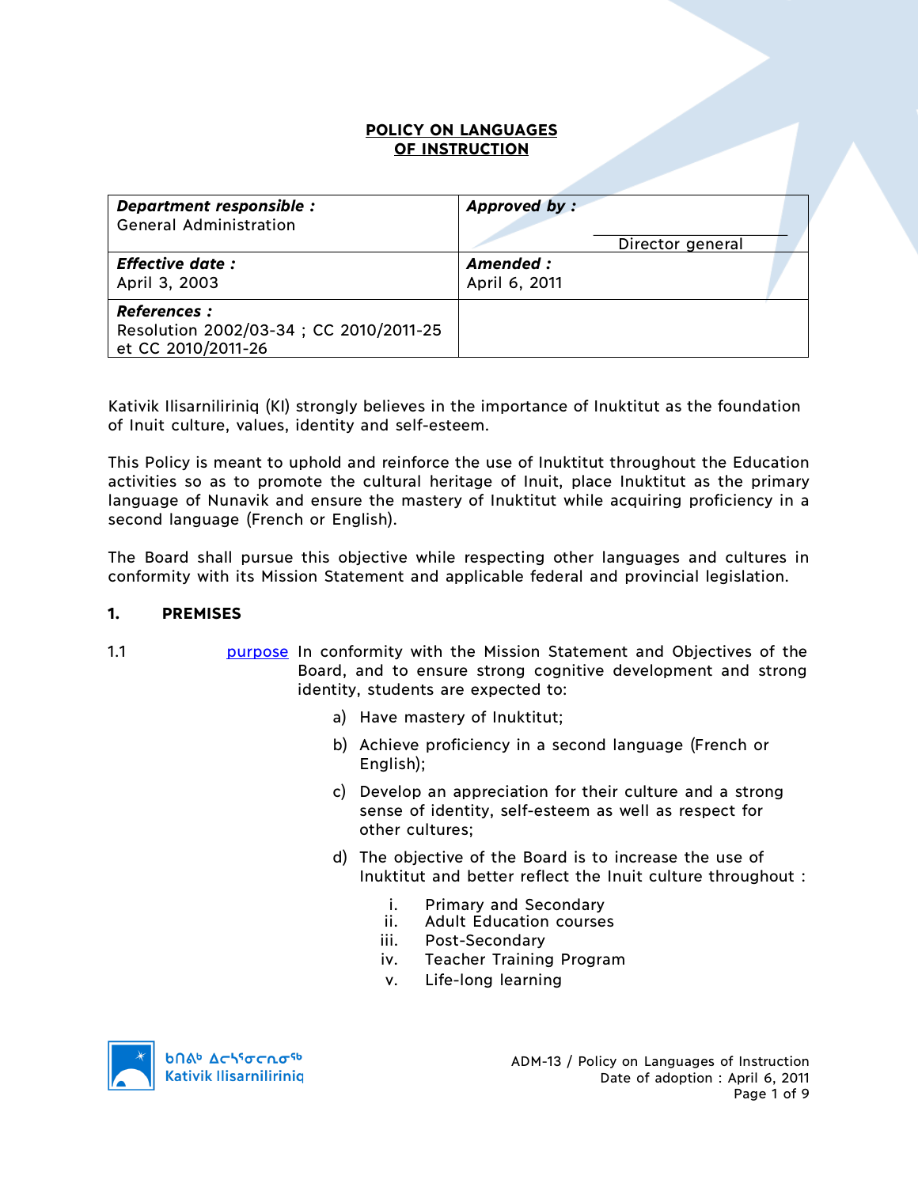# POLICY ON LANGUAGES OF INSTRUCTION

| **Department responsible :** General Administration | **Approved by :** ____________________ Director general |
| --- | --- |
| **Effective date :** April 3, 2003 | **Amended :** April 6, 2011 |
| **References :** Resolution 2002/03-34 ; CC 2010/2011-25 et CC 2010/2011-26 | |

Kativik Ilisarniliriniq (KI) strongly believes in the importance of Inuktitut as the foundation of Inuit culture, values, identity and self-esteem.

This Policy is meant to uphold and reinforce the use of Inuktitut throughout the Education activities so as to promote the cultural heritage of Inuit, place Inuktitut as the primary language of Nunavik and ensure the mastery of Inuktitut while acquiring proficiency in a second language (French or English).

The Board shall pursue this objective while respecting other languages and cultures in conformity with its Mission Statement and applicable federal and provincial legislation.

## 1. PREMISES

1.1 purpose In conformity with the Mission Statement and Objectives of the Board, and to ensure strong cognitive development and strong identity, students are expected to:

a) Have mastery of Inuktitut;

b) Achieve proficiency in a second language (French or English);

c) Develop an appreciation for their culture and a strong sense of identity, self-esteem as well as respect for other cultures;

d) The objective of the Board is to increase the use of Inuktitut and better reflect the Inuit culture throughout :

i. Primary and Secondary
ii. Adult Education courses
iii. Post-Secondary
iv. Teacher Training Program
v. Life-long learning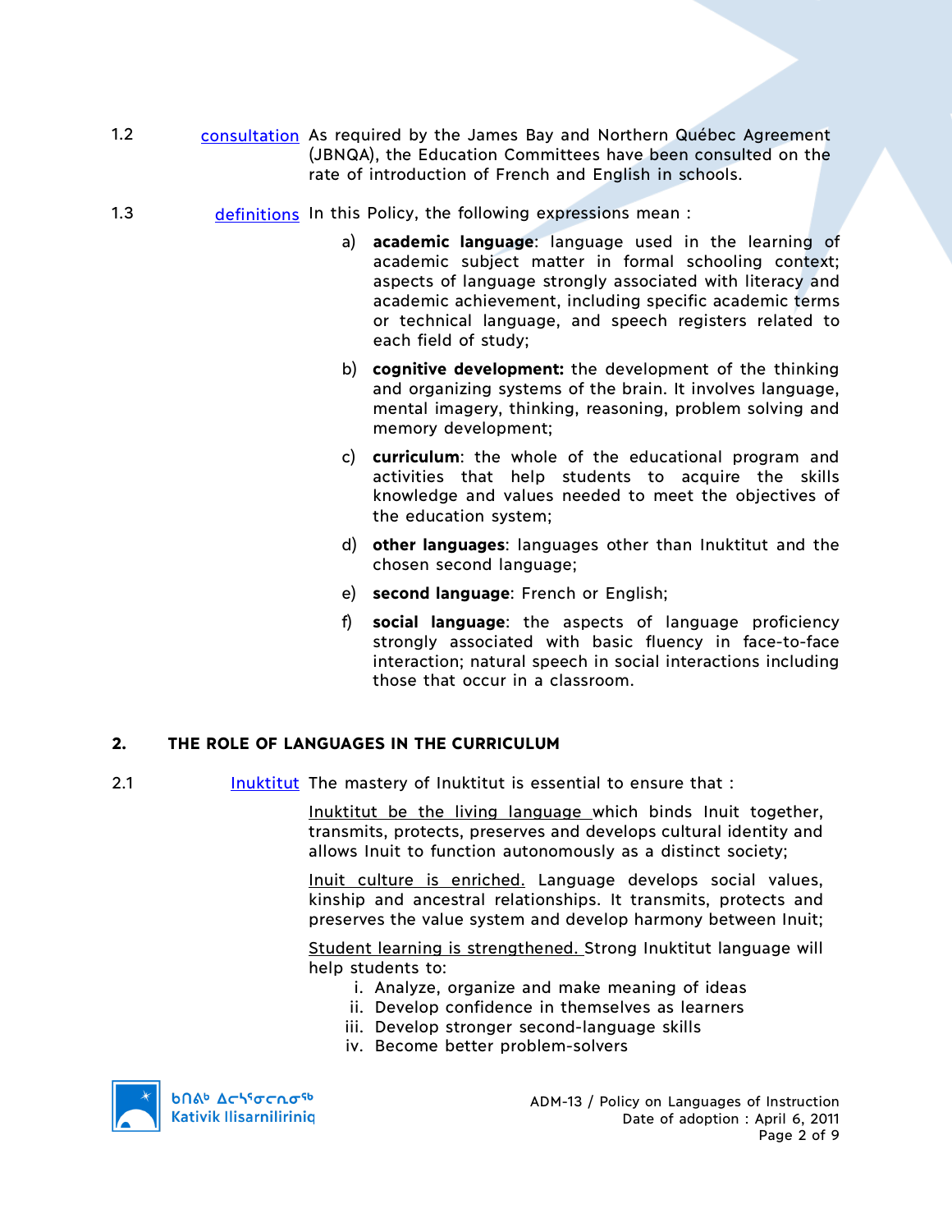1.2 consultation — As required by the James Bay and Northern Québec Agreement (JBNQA), the Education Committees have been consulted on the rate of introduction of French and English in schools.

1.3 definitions — In this Policy, the following expressions mean :

a) **academic language**: language used in the learning of academic subject matter in formal schooling context; aspects of language strongly associated with literacy and academic achievement, including specific academic terms or technical language, and speech registers related to each field of study;

b) **cognitive development:** the development of the thinking and organizing systems of the brain. It involves language, mental imagery, thinking, reasoning, problem solving and memory development;

c) **curriculum**: the whole of the educational program and activities that help students to acquire the skills knowledge and values needed to meet the objectives of the education system;

d) **other languages**: languages other than Inuktitut and the chosen second language;

e) **second language**: French or English;

f) **social language**: the aspects of language proficiency strongly associated with basic fluency in face-to-face interaction; natural speech in social interactions including those that occur in a classroom.

## 2. THE ROLE OF LANGUAGES IN THE CURRICULUM

2.1 Inuktitut — The mastery of Inuktitut is essential to ensure that :

Inuktitut be the living language which binds Inuit together, transmits, protects, preserves and develops cultural identity and allows Inuit to function autonomously as a distinct society;

Inuit culture is enriched. Language develops social values, kinship and ancestral relationships. It transmits, protects and preserves the value system and develop harmony between Inuit;

Student learning is strengthened. Strong Inuktitut language will help students to:

i. Analyze, organize and make meaning of ideas
ii. Develop confidence in themselves as learners
iii. Develop stronger second-language skills
iv. Become better problem-solvers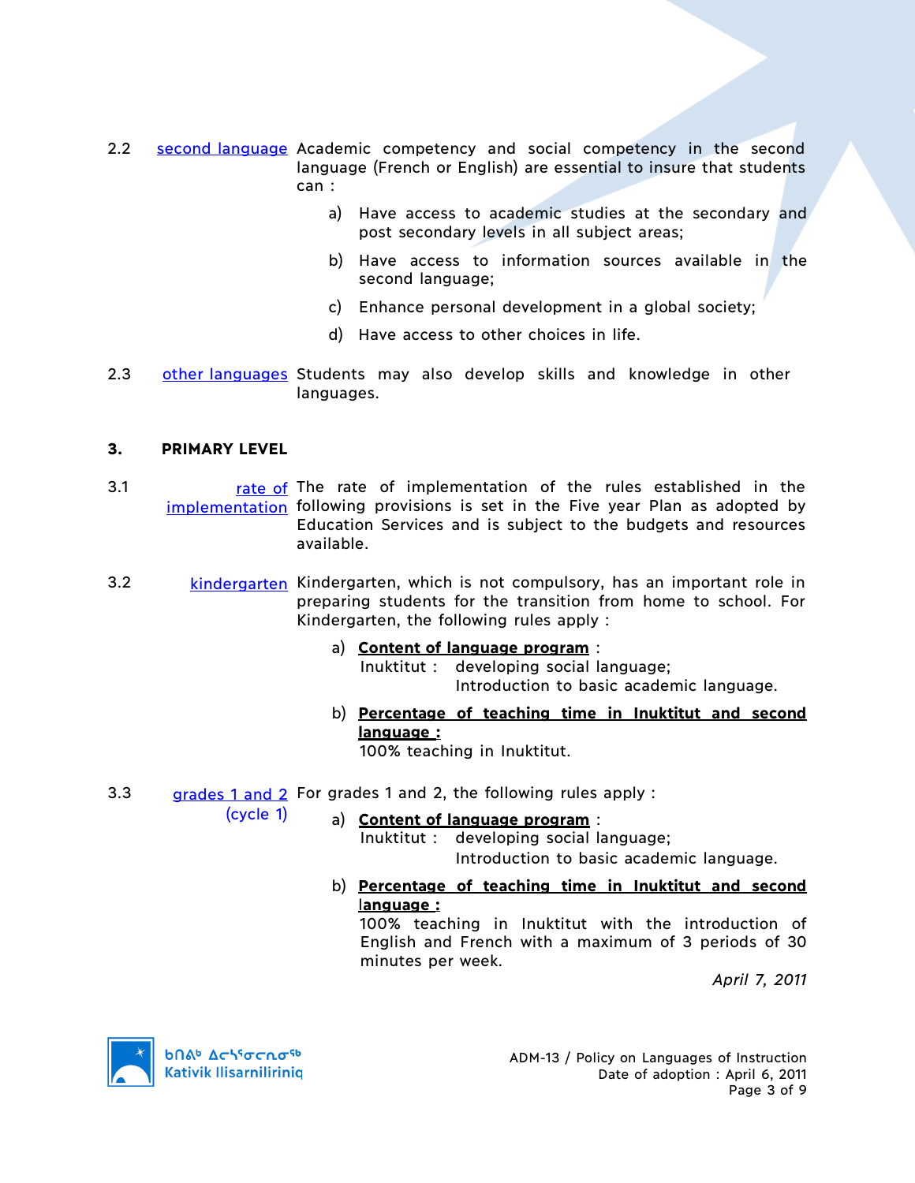2.2 second language Academic competency and social competency in the second language (French or English) are essential to insure that students can :

a) Have access to academic studies at the secondary and post secondary levels in all subject areas;

b) Have access to information sources available in the second language;

c) Enhance personal development in a global society;

d) Have access to other choices in life.

2.3 other languages Students may also develop skills and knowledge in other languages.

## 3. PRIMARY LEVEL

3.1 rate of implementation The rate of implementation of the rules established in the following provisions is set in the Five year Plan as adopted by Education Services and is subject to the budgets and resources available.

3.2 kindergarten Kindergarten, which is not compulsory, has an important role in preparing students for the transition from home to school. For Kindergarten, the following rules apply :

a) **Content of language program** :
Inuktitut : developing social language;
Introduction to basic academic language.

b) **Percentage of teaching time in Inuktitut and second language :**
100% teaching in Inuktitut.

3.3 grades 1 and 2 (cycle 1) For grades 1 and 2, the following rules apply :

a) **Content of language program** :
Inuktitut : developing social language;
Introduction to basic academic language.

b) **Percentage of teaching time in Inuktitut and second language :**
100% teaching in Inuktitut with the introduction of English and French with a maximum of 3 periods of 30 minutes per week.

*April 7, 2011*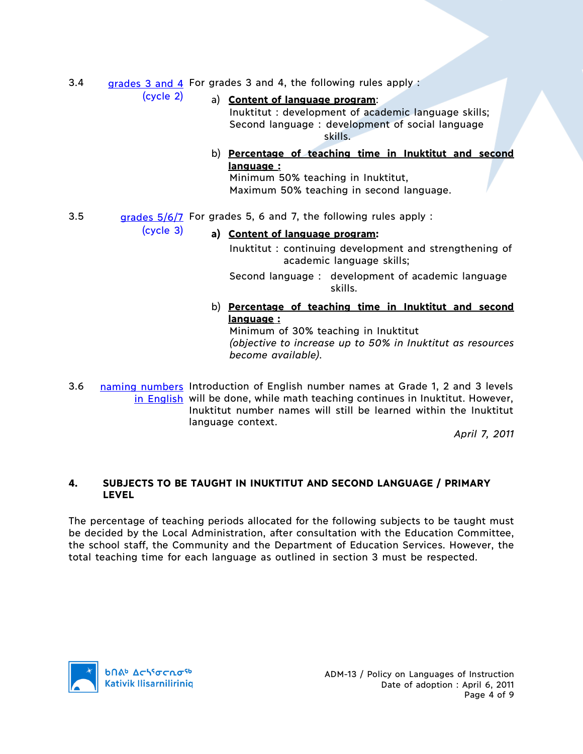3.4 grades 3 and 4 (cycle 2)

For grades 3 and 4, the following rules apply :

a) **Content of language program**:
Inuktitut : development of academic language skills;
Second language : development of social language skills.

b) **Percentage of teaching time in Inuktitut and second language :**
Minimum 50% teaching in Inuktitut,
Maximum 50% teaching in second language.

3.5 grades 5/6/7 (cycle 3)

For grades 5, 6 and 7, the following rules apply :

**a) Content of language program:**

Inuktitut : continuing development and strengthening of academic language skills;

Second language : development of academic language skills.

b) **Percentage of teaching time in Inuktitut and second language :**
Minimum of 30% teaching in Inuktitut
*(objective to increase up to 50% in Inuktitut as resources become available).*

3.6 naming numbers in English

Introduction of English number names at Grade 1, 2 and 3 levels will be done, while math teaching continues in Inuktitut. However, Inuktitut number names will still be learned within the Inuktitut language context.

*April 7, 2011*

## 4. SUBJECTS TO BE TAUGHT IN INUKTITUT AND SECOND LANGUAGE / PRIMARY LEVEL

The percentage of teaching periods allocated for the following subjects to be taught must be decided by the Local Administration, after consultation with the Education Committee, the school staff, the Community and the Department of Education Services. However, the total teaching time for each language as outlined in section 3 must be respected.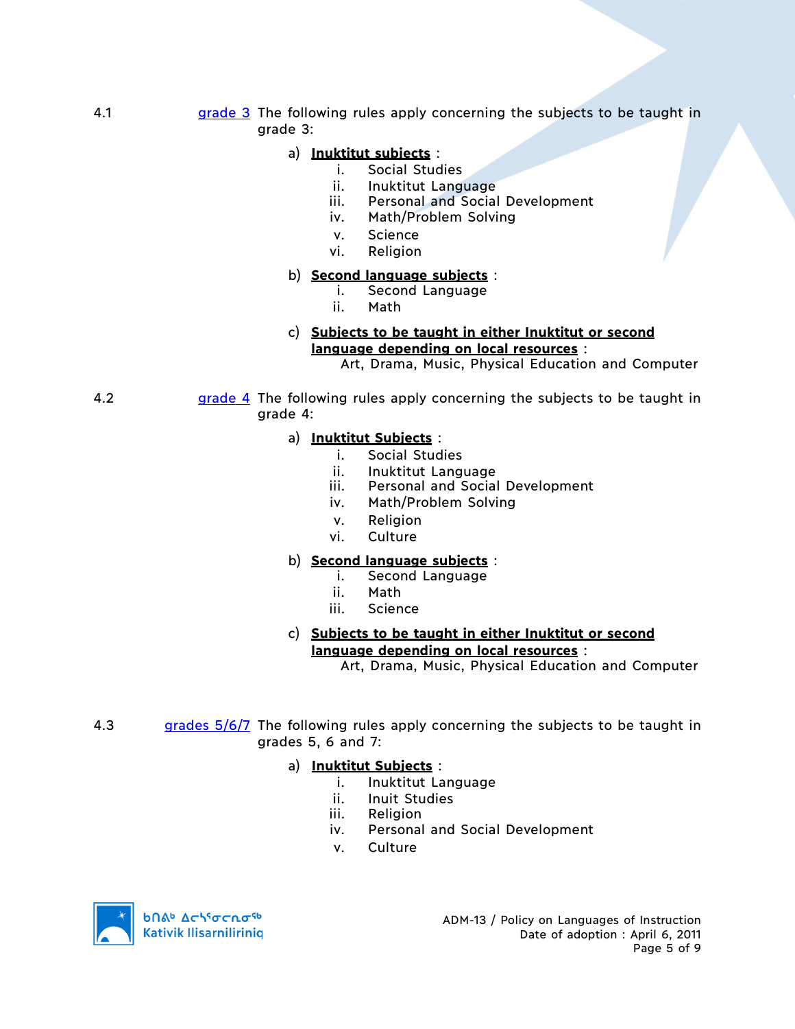4.1 grade 3 The following rules apply concerning the subjects to be taught in grade 3:

a) **Inuktitut subjects** :
   i. Social Studies
   ii. Inuktitut Language
   iii. Personal and Social Development
   iv. Math/Problem Solving
   v. Science
   vi. Religion

b) **Second language subjects** :
   i. Second Language
   ii. Math

c) **Subjects to be taught in either Inuktitut or second language depending on local resources** :
   Art, Drama, Music, Physical Education and Computer

4.2 grade 4 The following rules apply concerning the subjects to be taught in grade 4:

a) **Inuktitut Subjects** :
   i. Social Studies
   ii. Inuktitut Language
   iii. Personal and Social Development
   iv. Math/Problem Solving
   v. Religion
   vi. Culture

b) **Second language subjects** :
   i. Second Language
   ii. Math
   iii. Science

c) **Subjects to be taught in either Inuktitut or second language depending on local resources** :
   Art, Drama, Music, Physical Education and Computer

4.3 grades 5/6/7 The following rules apply concerning the subjects to be taught in grades 5, 6 and 7:

a) **Inuktitut Subjects** :
   i. Inuktitut Language
   ii. Inuit Studies
   iii. Religion
   iv. Personal and Social Development
   v. Culture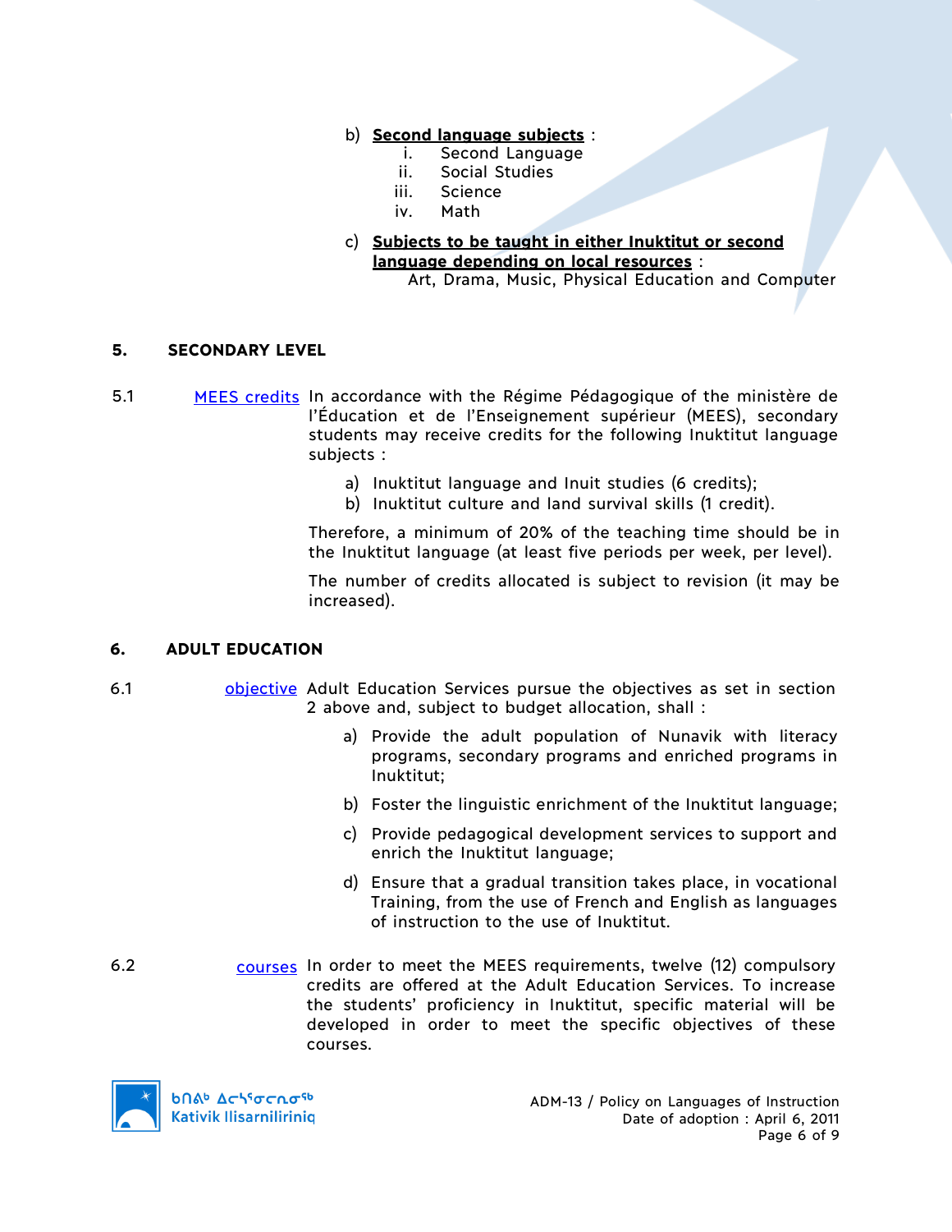b) **Second language subjects** :

   i. Second Language
   ii. Social Studies
   iii. Science
   iv. Math

c) **Subjects to be taught in either Inuktitut or second language depending on local resources** :

   Art, Drama, Music, Physical Education and Computer

## 5. SECONDARY LEVEL

5.1 MEES credits In accordance with the Régime Pédagogique of the ministère de l'Éducation et de l'Enseignement supérieur (MEES), secondary students may receive credits for the following Inuktitut language subjects :

a) Inuktitut language and Inuit studies (6 credits);
b) Inuktitut culture and land survival skills (1 credit).

Therefore, a minimum of 20% of the teaching time should be in the Inuktitut language (at least five periods per week, per level).

The number of credits allocated is subject to revision (it may be increased).

## 6. ADULT EDUCATION

6.1 objective Adult Education Services pursue the objectives as set in section 2 above and, subject to budget allocation, shall :

a) Provide the adult population of Nunavik with literacy programs, secondary programs and enriched programs in Inuktitut;

b) Foster the linguistic enrichment of the Inuktitut language;

c) Provide pedagogical development services to support and enrich the Inuktitut language;

d) Ensure that a gradual transition takes place, in vocational Training, from the use of French and English as languages of instruction to the use of Inuktitut.

6.2 courses In order to meet the MEES requirements, twelve (12) compulsory credits are offered at the Adult Education Services. To increase the students' proficiency in Inuktitut, specific material will be developed in order to meet the specific objectives of these courses.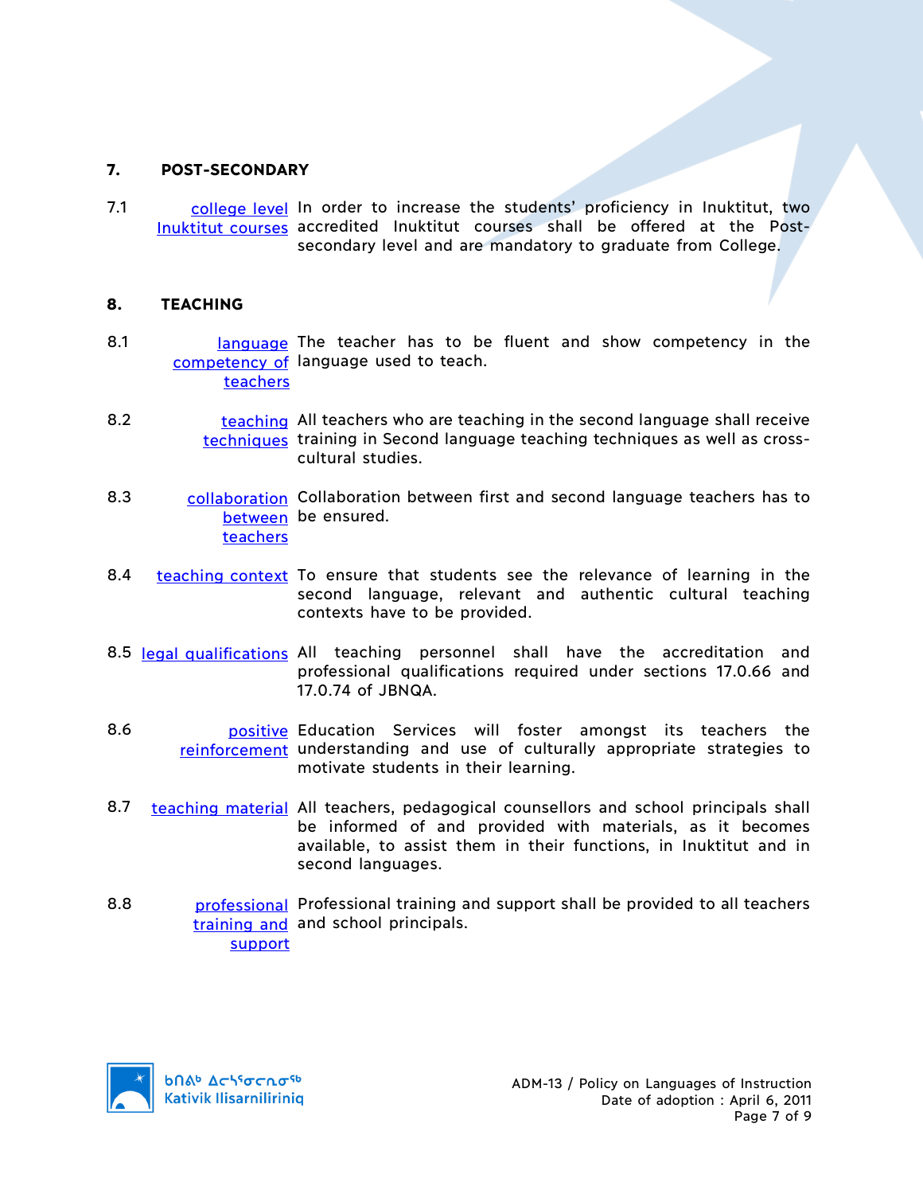## 7. POST-SECONDARY

7.1 college level Inuktitut courses — In order to increase the students' proficiency in Inuktitut, two accredited Inuktitut courses shall be offered at the Post-secondary level and are mandatory to graduate from College.

## 8. TEACHING

8.1 language competency of teachers — The teacher has to be fluent and show competency in the language used to teach.

8.2 teaching techniques — All teachers who are teaching in the second language shall receive training in Second language teaching techniques as well as cross-cultural studies.

8.3 collaboration between teachers — Collaboration between first and second language teachers has to be ensured.

8.4 teaching context — To ensure that students see the relevance of learning in the second language, relevant and authentic cultural teaching contexts have to be provided.

8.5 legal qualifications — All teaching personnel shall have the accreditation and professional qualifications required under sections 17.0.66 and 17.0.74 of JBNQA.

8.6 positive reinforcement — Education Services will foster amongst its teachers the understanding and use of culturally appropriate strategies to motivate students in their learning.

8.7 teaching material — All teachers, pedagogical counsellors and school principals shall be informed of and provided with materials, as it becomes available, to assist them in their functions, in Inuktitut and in second languages.

8.8 professional training and support — Professional training and support shall be provided to all teachers and school principals.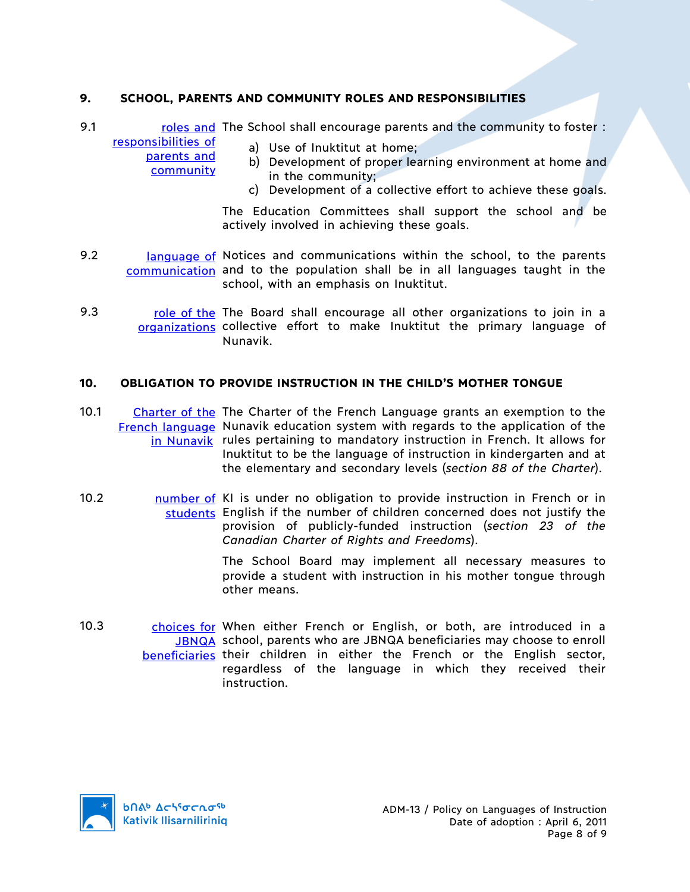## 9. SCHOOL, PARENTS AND COMMUNITY ROLES AND RESPONSIBILITIES

**9.1** roles and responsibilities of parents and community

The School shall encourage parents and the community to foster :

a) Use of Inuktitut at home;
b) Development of proper learning environment at home and in the community;
c) Development of a collective effort to achieve these goals.

The Education Committees shall support the school and be actively involved in achieving these goals.

**9.2** language of communication

Notices and communications within the school, to the parents and to the population shall be in all languages taught in the school, with an emphasis on Inuktitut.

**9.3** role of the organizations

The Board shall encourage all other organizations to join in a collective effort to make Inuktitut the primary language of Nunavik.

## 10. OBLIGATION TO PROVIDE INSTRUCTION IN THE CHILD'S MOTHER TONGUE

**10.1** Charter of the French language in Nunavik

The Charter of the French Language grants an exemption to the Nunavik education system with regards to the application of the rules pertaining to mandatory instruction in French. It allows for Inuktitut to be the language of instruction in kindergarten and at the elementary and secondary levels (*section 88 of the Charter*).

**10.2** number of students

KI is under no obligation to provide instruction in French or in English if the number of children concerned does not justify the provision of publicly-funded instruction (*section 23 of the Canadian Charter of Rights and Freedoms*).

The School Board may implement all necessary measures to provide a student with instruction in his mother tongue through other means.

**10.3** choices for JBNQA beneficiaries

When either French or English, or both, are introduced in a school, parents who are JBNQA beneficiaries may choose to enroll their children in either the French or the English sector, regardless of the language in which they received their instruction.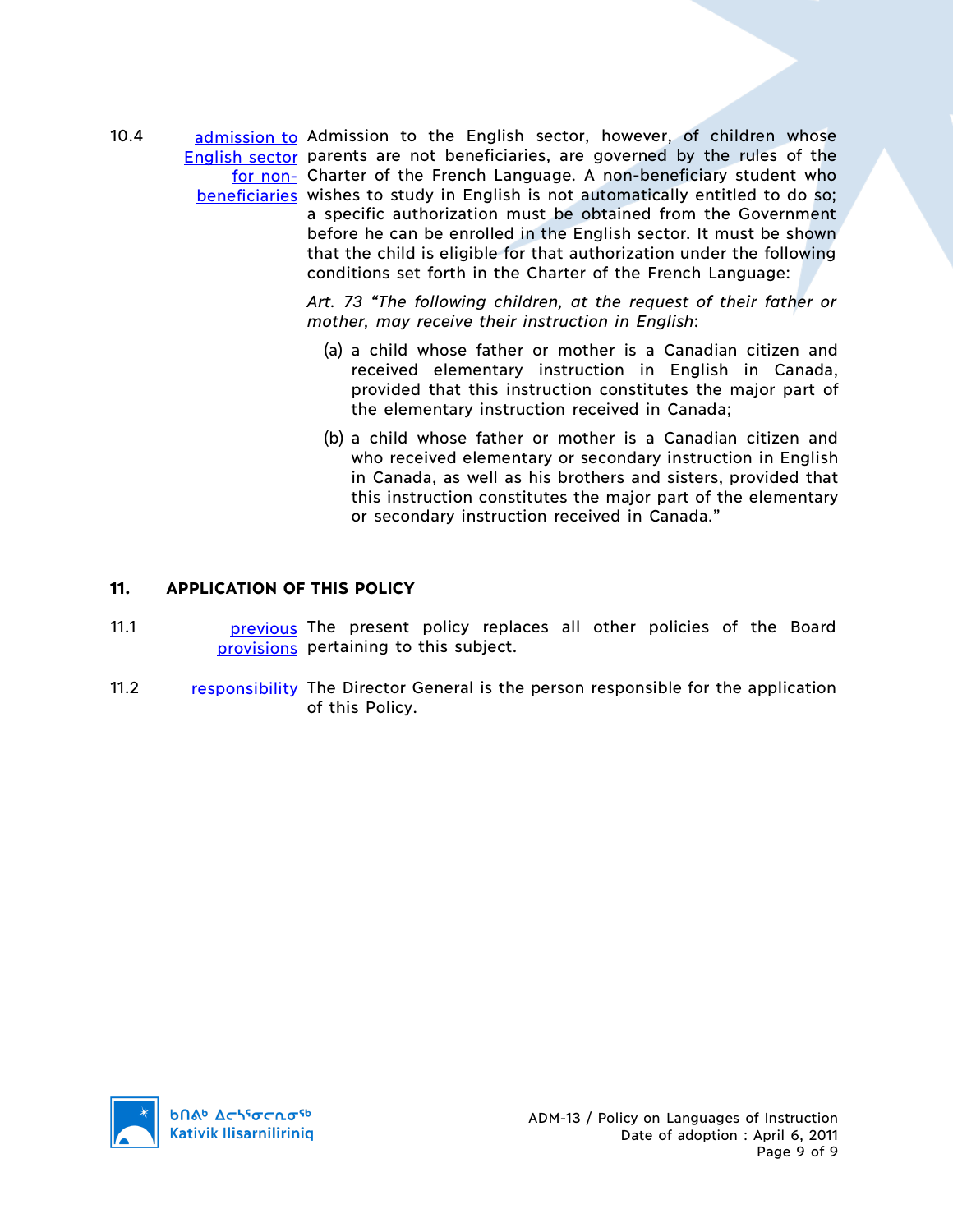10.4 admission to English sector for non-beneficiaries Admission to the English sector, however, of children whose parents are not beneficiaries, are governed by the rules of the Charter of the French Language. A non-beneficiary student who wishes to study in English is not automatically entitled to do so; a specific authorization must be obtained from the Government before he can be enrolled in the English sector. It must be shown that the child is eligible for that authorization under the following conditions set forth in the Charter of the French Language:

*Art. 73 "The following children, at the request of their father or mother, may receive their instruction in English*:

(a) a child whose father or mother is a Canadian citizen and received elementary instruction in English in Canada, provided that this instruction constitutes the major part of the elementary instruction received in Canada;

(b) a child whose father or mother is a Canadian citizen and who received elementary or secondary instruction in English in Canada, as well as his brothers and sisters, provided that this instruction constitutes the major part of the elementary or secondary instruction received in Canada."

## 11. APPLICATION OF THIS POLICY

11.1 previous provisions The present policy replaces all other policies of the Board pertaining to this subject.

11.2 responsibility The Director General is the person responsible for the application of this Policy.